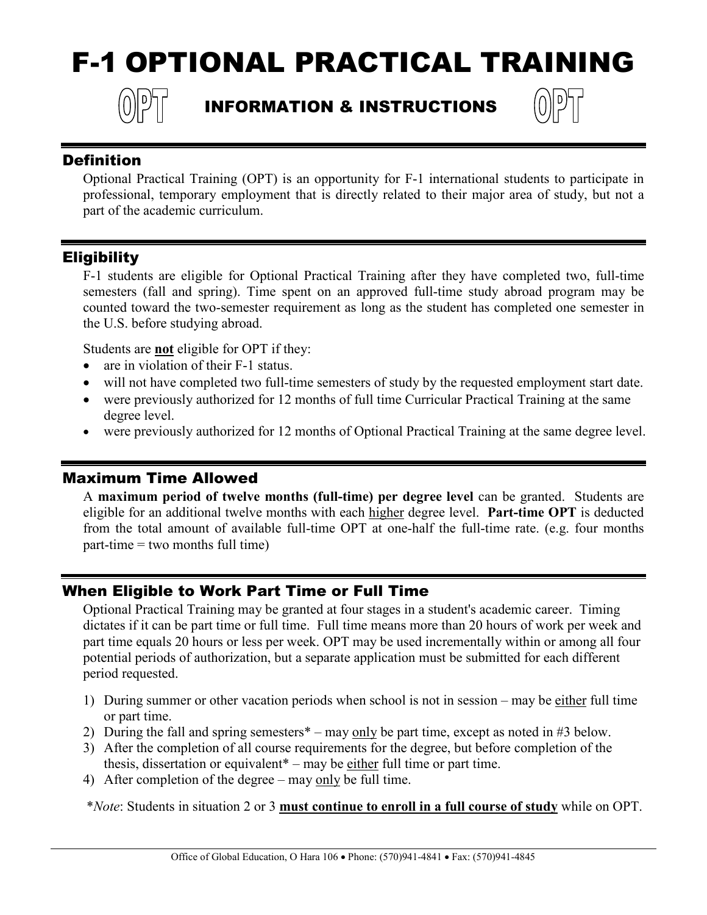# F-1 OPTIONAL PRACTICAL TRAINING

## OPT INFORMATION & INSTRUCTIONS OPT

## Definition

Optional Practical Training (OPT) is an opportunity for F-1 international students to participate in professional, temporary employment that is directly related to their major area of study, but not a part of the academic curriculum.

## Eligibility

F-1 students are eligible for Optional Practical Training after they have completed two, full-time semesters (fall and spring). Time spent on an approved full-time study abroad program may be counted toward the two-semester requirement as long as the student has completed one semester in the U.S. before studying abroad.

Students are **not** eligible for OPT if they:

- are in violation of their F-1 status.
- will not have completed two full-time semesters of study by the requested employment start date.
- were previously authorized for 12 months of full time Curricular Practical Training at the same degree level.
- were previously authorized for 12 months of Optional Practical Training at the same degree level.

## Maximum Time Allowed

A **maximum period of twelve months (full-time) per degree level** can be granted. Students are eligible for an additional twelve months with each higher degree level. **Part-time OPT** is deducted from the total amount of available full-time OPT at one-half the full-time rate. (e.g. four months part-time = two months full time)

## When Eligible to Work Part Time or Full Time

Optional Practical Training may be granted at four stages in a student's academic career. Timing dictates if it can be part time or full time. Full time means more than 20 hours of work per week and part time equals 20 hours or less per week. OPT may be used incrementally within or among all four potential periods of authorization, but a separate application must be submitted for each different period requested.

1) During summer or other vacation periods when school is not in session – may be either full time or part time.
2) During the fall and spring semesters* – may only be part time, except as noted in #3 below.
3) After the completion of all course requirements for the degree, but before completion of the thesis, dissertation or equivalent* – may be either full time or part time.
4) After completion of the degree – may only be full time.

**Note*: Students in situation 2 or 3 **must continue to enroll in a full course of study** while on OPT.

Office of Global Education, O Hara 106 • Phone: (570)941-4841 • Fax: (570)941-4845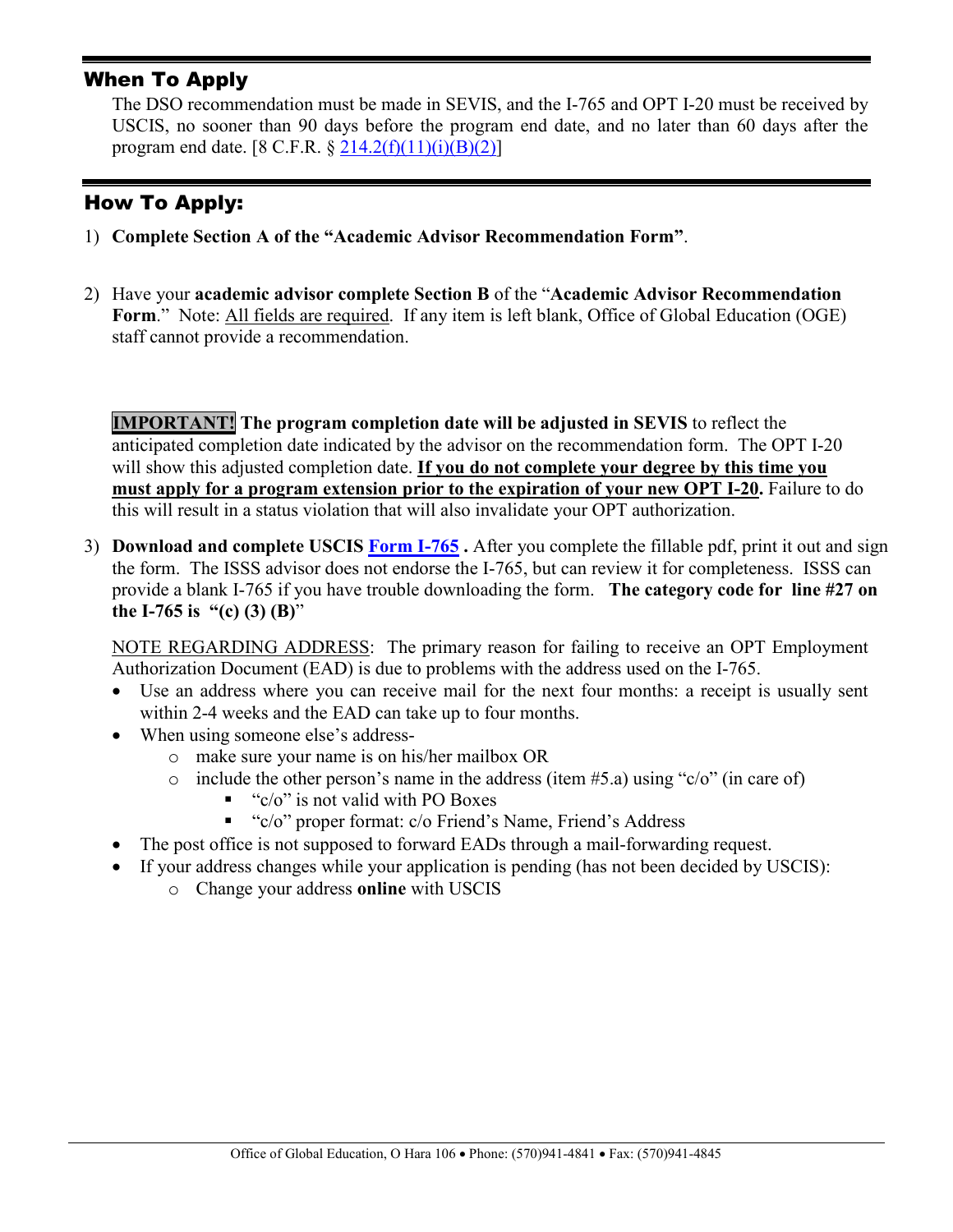## When To Apply

The DSO recommendation must be made in SEVIS, and the I-765 and OPT I-20 must be received by USCIS, no sooner than 90 days before the program end date, and no later than 60 days after the program end date. [8 C.F.R. § 214.2(f)(11)(i)(B)(2)]

## How To Apply:

1) **Complete Section A of the "Academic Advisor Recommendation Form"**.

2) Have your **academic advisor complete Section B** of the "**Academic Advisor Recommendation Form**." Note: All fields are required. If any item is left blank, Office of Global Education (OGE) staff cannot provide a recommendation.

   **IMPORTANT!** **The program completion date will be adjusted in SEVIS** to reflect the anticipated completion date indicated by the advisor on the recommendation form. The OPT I-20 will show this adjusted completion date. **If you do not complete your degree by this time you must apply for a program extension prior to the expiration of your new OPT I-20.** Failure to do this will result in a status violation that will also invalidate your OPT authorization.

3) **Download and complete USCIS Form I-765 .** After you complete the fillable pdf, print it out and sign the form. The ISSS advisor does not endorse the I-765, but can review it for completeness. ISSS can provide a blank I-765 if you have trouble downloading the form. **The category code for line #27 on the I-765 is "(c) (3) (B)"**

   NOTE REGARDING ADDRESS: The primary reason for failing to receive an OPT Employment Authorization Document (EAD) is due to problems with the address used on the I-765.

   - Use an address where you can receive mail for the next four months: a receipt is usually sent within 2-4 weeks and the EAD can take up to four months.
   - When using someone else's address-
     - make sure your name is on his/her mailbox OR
     - include the other person's name in the address (item #5.a) using "c/o" (in care of)
       - "c/o" is not valid with PO Boxes
       - "c/o" proper format: c/o Friend's Name, Friend's Address
   - The post office is not supposed to forward EADs through a mail-forwarding request.
   - If your address changes while your application is pending (has not been decided by USCIS):
     - Change your address **online** with USCIS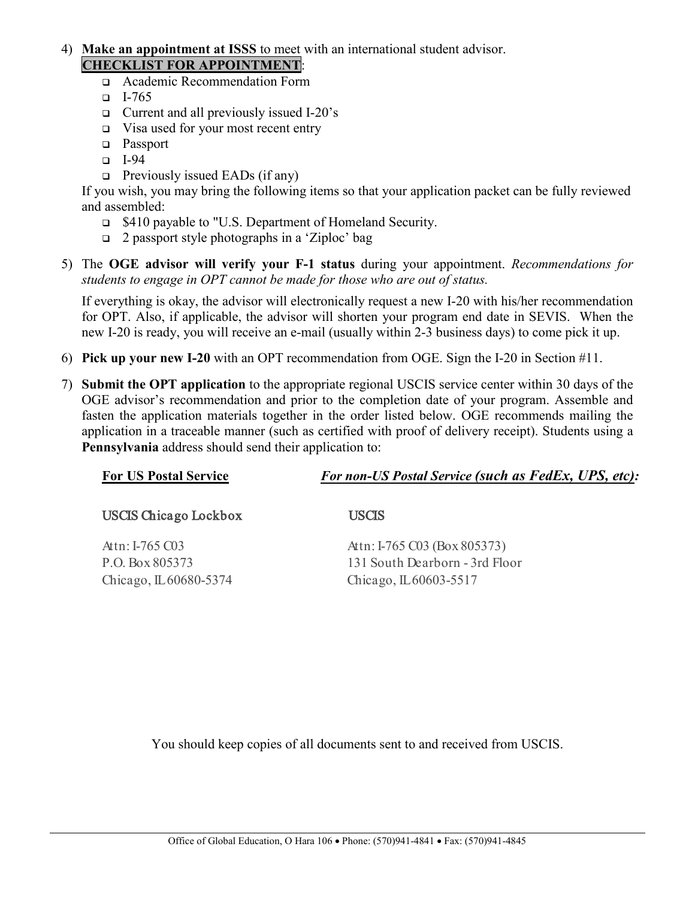4) **Make an appointment at ISSS** to meet with an international student advisor.
   **CHECKLIST FOR APPOINTMENT**:
   - Academic Recommendation Form
   - I-765
   - Current and all previously issued I-20's
   - Visa used for your most recent entry
   - Passport
   - I-94
   - Previously issued EADs (if any)

   If you wish, you may bring the following items so that your application packet can be fully reviewed and assembled:
   - $410 payable to "U.S. Department of Homeland Security.
   - 2 passport style photographs in a 'Ziploc' bag

5) The **OGE advisor will verify your F-1 status** during your appointment. *Recommendations for students to engage in OPT cannot be made for those who are out of status.*

   If everything is okay, the advisor will electronically request a new I-20 with his/her recommendation for OPT. Also, if applicable, the advisor will shorten your program end date in SEVIS. When the new I-20 is ready, you will receive an e-mail (usually within 2-3 business days) to come pick it up.

6) **Pick up your new I-20** with an OPT recommendation from OGE. Sign the I-20 in Section #11.

7) **Submit the OPT application** to the appropriate regional USCIS service center within 30 days of the OGE advisor's recommendation and prior to the completion date of your program. Assemble and fasten the application materials together in the order listed below. OGE recommends mailing the application in a traceable manner (such as certified with proof of delivery receipt). Students using a **Pennsylvania** address should send their application to:

   **For US Postal Service**

   USCIS Chicago Lockbox

   Attn: I-765 C03
   P.O. Box 805373
   Chicago, IL 60680-5374

   ***For non-US Postal Service (such as FedEx, UPS, etc):***

   USCIS

   Attn: I-765 C03 (Box 805373)
   131 South Dearborn - 3rd Floor
   Chicago, IL 60603-5517

You should keep copies of all documents sent to and received from USCIS.

Office of Global Education, O Hara 106 • Phone: (570)941-4841 • Fax: (570)941-4845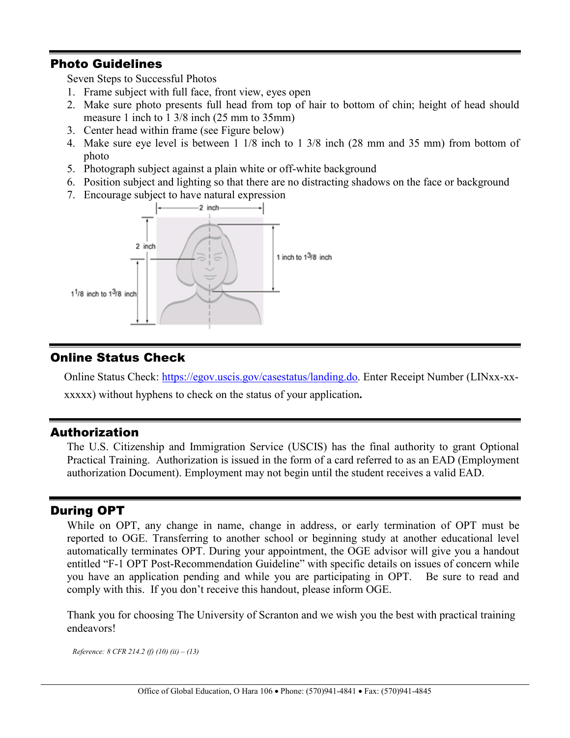## Photo Guidelines

Seven Steps to Successful Photos

1. Frame subject with full face, front view, eyes open
2. Make sure photo presents full head from top of hair to bottom of chin; height of head should measure 1 inch to 1 3/8 inch (25 mm to 35mm)
3. Center head within frame (see Figure below)
4. Make sure eye level is between 1 1/8 inch to 1 3/8 inch (28 mm and 35 mm) from bottom of photo
5. Photograph subject against a plain white or off-white background
6. Position subject and lighting so that there are no distracting shadows on the face or background
7. Encourage subject to have natural expression

## Online Status Check

Online Status Check: https://egov.uscis.gov/casestatus/landing.do. Enter Receipt Number (LINxx-xx-xxxxx) without hyphens to check on the status of your application**.**

## Authorization

The U.S. Citizenship and Immigration Service (USCIS) has the final authority to grant Optional Practical Training. Authorization is issued in the form of a card referred to as an EAD (Employment authorization Document). Employment may not begin until the student receives a valid EAD.

## During OPT

While on OPT, any change in name, change in address, or early termination of OPT must be reported to OGE. Transferring to another school or beginning study at another educational level automatically terminates OPT. During your appointment, the OGE advisor will give you a handout entitled "F-1 OPT Post-Recommendation Guideline" with specific details on issues of concern while you have an application pending and while you are participating in OPT. Be sure to read and comply with this. If you don't receive this handout, please inform OGE.

Thank you for choosing The University of Scranton and we wish you the best with practical training endeavors!

*Reference: 8 CFR 214.2 (f) (10) (ii) – (13)*

Office of Global Education, O Hara 106 • Phone: (570)941-4841 • Fax: (570)941-4845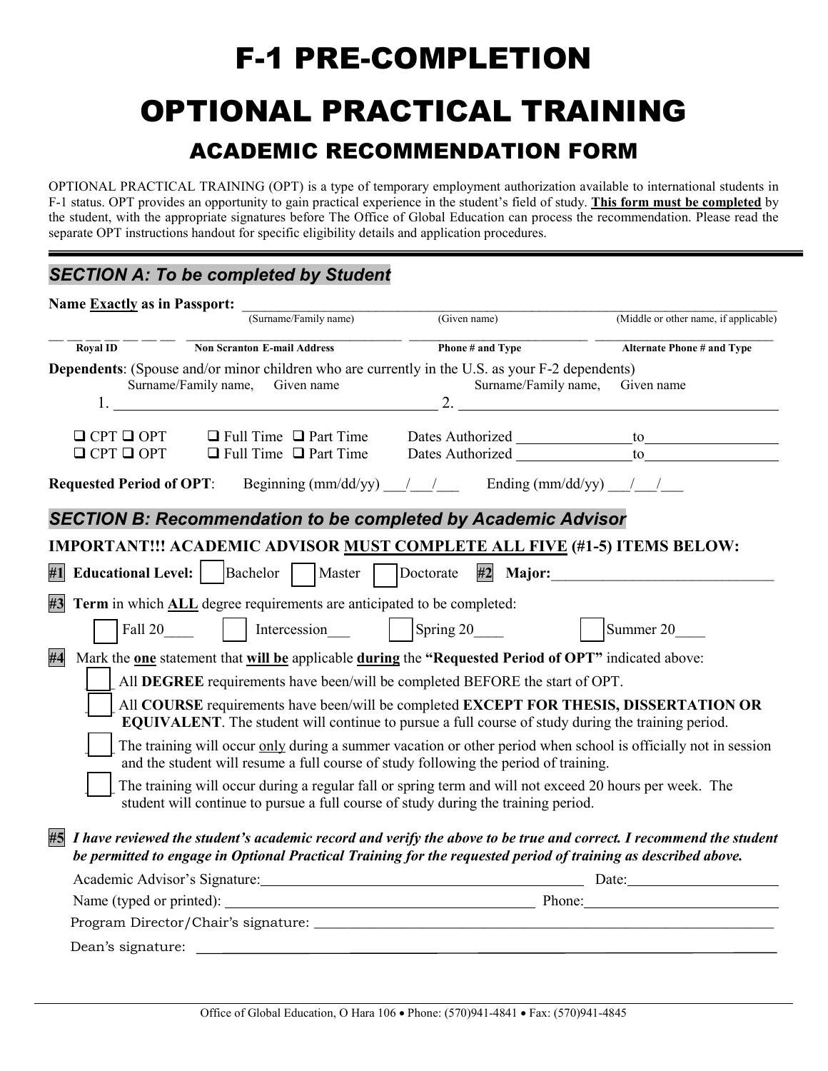# F-1 PRE-COMPLETION

# OPTIONAL PRACTICAL TRAINING

## ACADEMIC RECOMMENDATION FORM

OPTIONAL PRACTICAL TRAINING (OPT) is a type of temporary employment authorization available to international students in F-1 status. OPT provides an opportunity to gain practical experience in the student's field of study. **This form must be completed** by the student, with the appropriate signatures before The Office of Global Education can process the recommendation. Please read the separate OPT instructions handout for specific eligibility details and application procedures.

---

### *SECTION A: To be completed by Student*

**Name Exactly as in Passport:** ______________________________________________
(Surname/Family name) (Given name) (Middle or other name, if applicable)

__ __ __ __ __ __ __ __ ______________________ ______________________ ______________________
**Royal ID** **Non Scranton E-mail Address** **Phone # and Type** **Alternate Phone # and Type**

**Dependents**: (Spouse and/or minor children who are currently in the U.S. as your F-2 dependents)
Surname/Family name, Given name Surname/Family name, Given name
1. ______________________________ 2. ______________________________

☐ CPT ☐ OPT ☐ Full Time ☐ Part Time Dates Authorized ____________ to ____________
☐ CPT ☐ OPT ☐ Full Time ☐ Part Time Dates Authorized ____________ to ____________

**Requested Period of OPT**: Beginning (mm/dd/yy) ___/___/___ Ending (mm/dd/yy) ___/___/___

### *SECTION B: Recommendation to be completed by Academic Advisor*

**IMPORTANT!!! ACADEMIC ADVISOR MUST COMPLETE ALL FIVE (#1-5) ITEMS BELOW:**

**#1 Educational Level:** ☐ Bachelor ☐ Master ☐ Doctorate **#2 Major:** ______________________

**#3 Term** in which **ALL** degree requirements are anticipated to be completed:

☐ Fall 20____ ☐ Intercession___ ☐ Spring 20____ ☐ Summer 20____

**#4** Mark the **one** statement that **will be** applicable **during** the **"Requested Period of OPT"** indicated above:

☐ All **DEGREE** requirements have been/will be completed BEFORE the start of OPT.

☐ All **COURSE** requirements have been/will be completed **EXCEPT FOR THESIS, DISSERTATION OR EQUIVALENT**. The student will continue to pursue a full course of study during the training period.

☐ The training will occur only during a summer vacation or other period when school is officially not in session and the student will resume a full course of study following the period of training.

☐ The training will occur during a regular fall or spring term and will not exceed 20 hours per week. The student will continue to pursue a full course of study during the training period.

**#5** ***I have reviewed the student's academic record and verify the above to be true and correct. I recommend the student be permitted to engage in Optional Practical Training for the requested period of training as described above.***

Academic Advisor's Signature: ______________________________ Date: ______________

Name (typed or printed): ______________________________ Phone: ______________

Program Director/Chair's signature: ______________________________

Dean's signature: ______________________________

Office of Global Education, O Hara 106 • Phone: (570)941-4841 • Fax: (570)941-4845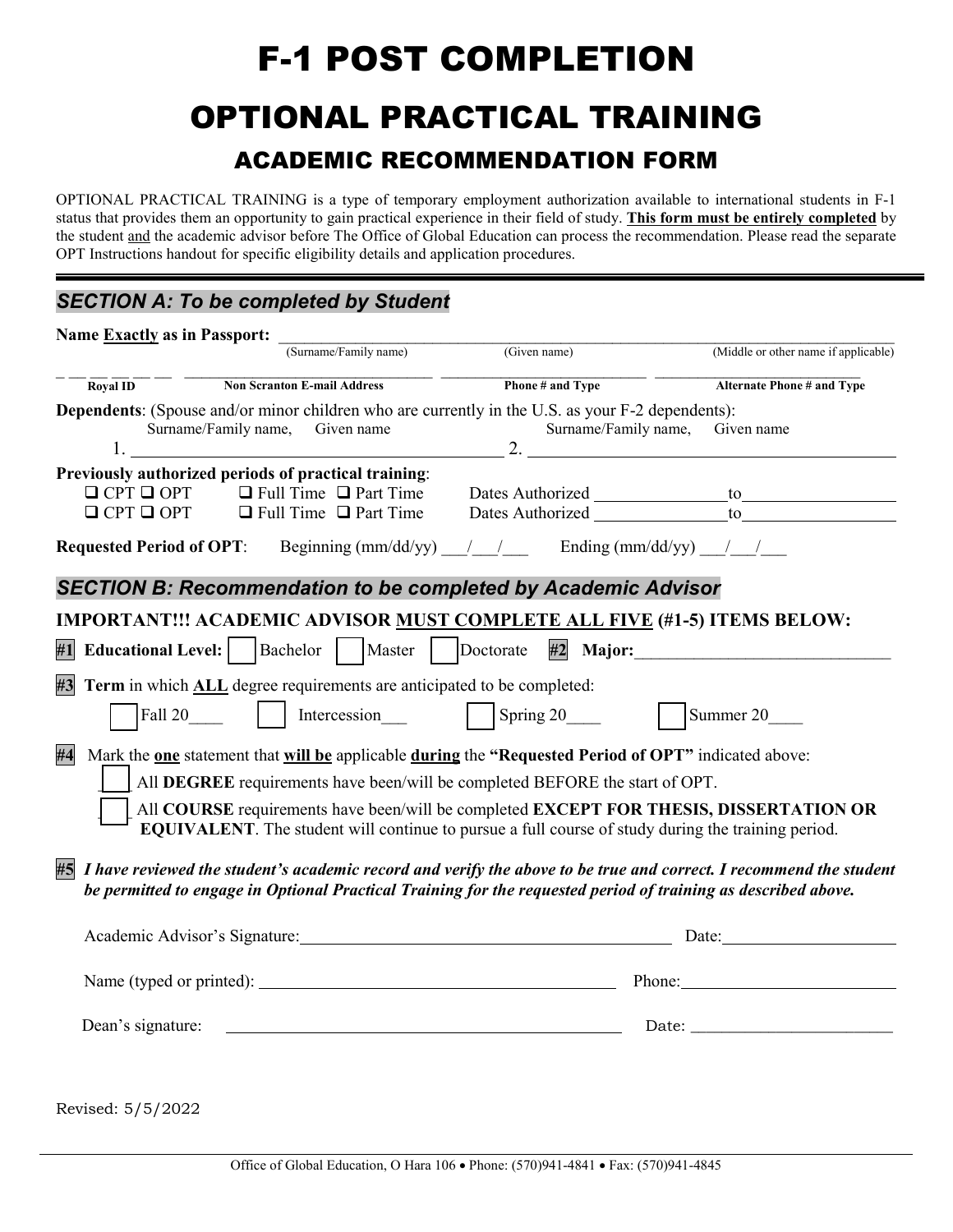# F-1 POST COMPLETION

# OPTIONAL PRACTICAL TRAINING

## ACADEMIC RECOMMENDATION FORM

OPTIONAL PRACTICAL TRAINING is a type of temporary employment authorization available to international students in F-1 status that provides them an opportunity to gain practical experience in their field of study. **This form must be entirely completed** by the student and the academic advisor before The Office of Global Education can process the recommendation. Please read the separate OPT Instructions handout for specific eligibility details and application procedures.

---

### *SECTION A: To be completed by Student*

**Name Exactly as in Passport:** ____________________________________________
(Surname/Family name) (Given name) (Middle or other name if applicable)

_ _ _ _ _ _ _ ______________________ ______________________ ______________________
**Royal ID** **Non Scranton E-mail Address** **Phone # and Type** **Alternate Phone # and Type**

**Dependents**: (Spouse and/or minor children who are currently in the U.S. as your F-2 dependents):

Surname/Family name, Given name Surname/Family name, Given name

1. ______________________________ 2. ______________________________

**Previously authorized periods of practical training**:

❑ CPT ❑ OPT ❑ Full Time ❑ Part Time Dates Authorized ____________ to ____________

❑ CPT ❑ OPT ❑ Full Time ❑ Part Time Dates Authorized ____________ to ____________

**Requested Period of OPT**: Beginning (mm/dd/yy) ___/___/___ Ending (mm/dd/yy) ___/___/___

### *SECTION B: Recommendation to be completed by Academic Advisor*

**IMPORTANT!!! ACADEMIC ADVISOR MUST COMPLETE ALL FIVE (#1-5) ITEMS BELOW:**

**#1 Educational Level:** ☐ Bachelor ☐ Master ☐ Doctorate **#2 Major:**______________________________

**#3 Term** in which **ALL** degree requirements are anticipated to be completed:

☐ Fall 20____ ☐ Intercession___ ☐ Spring 20____ ☐ Summer 20____

**#4** Mark the **one** statement that **will be** applicable **during** the **"Requested Period of OPT"** indicated above:

☐ All **DEGREE** requirements have been/will be completed BEFORE the start of OPT.

☐ All **COURSE** requirements have been/will be completed **EXCEPT FOR THESIS, DISSERTATION OR EQUIVALENT**. The student will continue to pursue a full course of study during the training period.

**#5** ***I have reviewed the student's academic record and verify the above to be true and correct. I recommend the student be permitted to engage in Optional Practical Training for the requested period of training as described above.***

Academic Advisor's Signature: ______________________________ Date: ____________

Name (typed or printed): ______________________________ Phone: ____________

Dean's signature: ______________________________ Date: ____________

Revised: 5/5/2022

Office of Global Education, O Hara 106 • Phone: (570)941-4841 • Fax: (570)941-4845